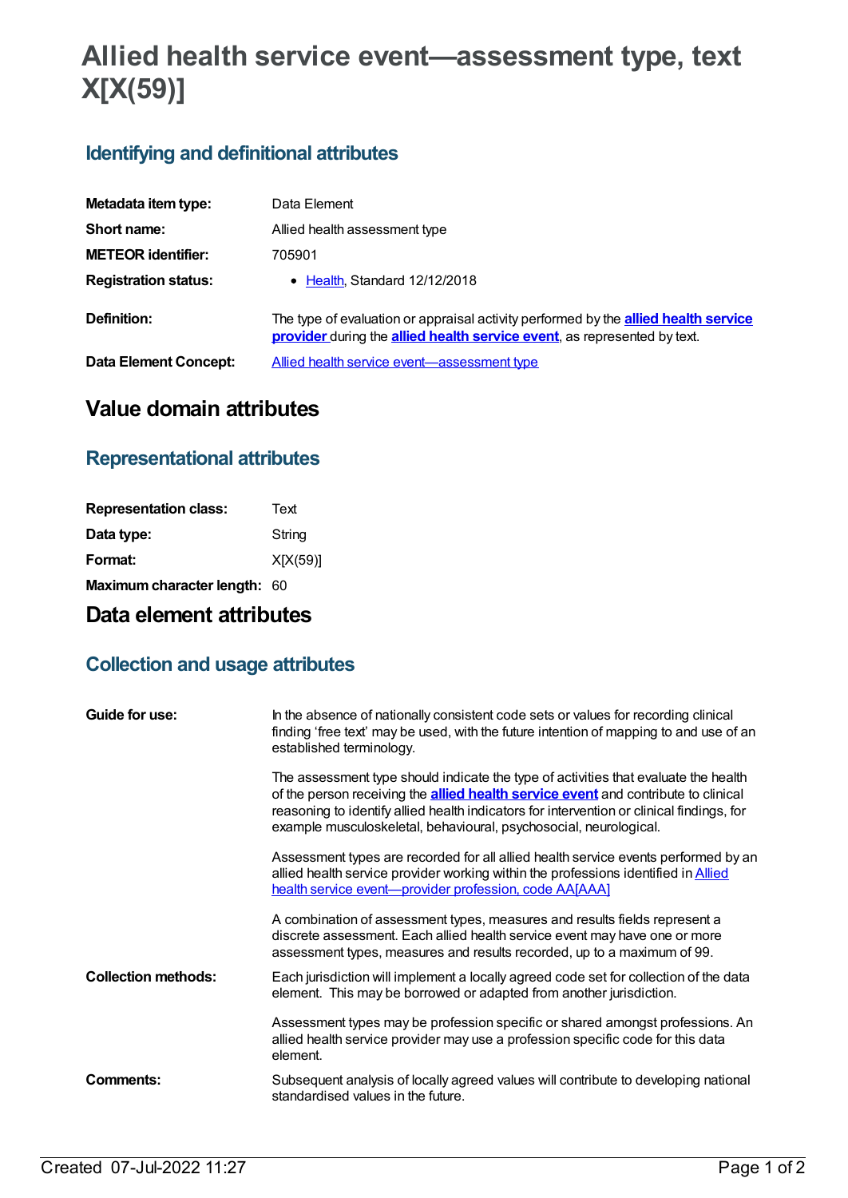# Allied health service event—assessment type, text X[X(59)]

## Identifying and definitional attributes

| | |
|---|---|
| **Metadata item type:** | Data Element |
| **Short name:** | Allied health assessment type |
| **METEOR identifier:** | 705901 |
| **Registration status:** | • Health, Standard 12/12/2018 |
| **Definition:** | The type of evaluation or appraisal activity performed by the **allied health service provider** during the **allied health service event**, as represented by text. |
| **Data Element Concept:** | Allied health service event—assessment type |

# Value domain attributes

## Representational attributes

| | |
|---|---|
| **Representation class:** | Text |
| **Data type:** | String |
| **Format:** | X[X(59)] |
| **Maximum character length:** | 60 |

# Data element attributes

## Collection and usage attributes

**Guide for use:**

In the absence of nationally consistent code sets or values for recording clinical finding 'free text' may be used, with the future intention of mapping to and use of an established terminology.

The assessment type should indicate the type of activities that evaluate the health of the person receiving the **allied health service event** and contribute to clinical reasoning to identify allied health indicators for intervention or clinical findings, for example musculoskeletal, behavioural, psychosocial, neurological.

Assessment types are recorded for all allied health service events performed by an allied health service provider working within the professions identified in Allied health service event—provider profession, code AA[AAA]

A combination of assessment types, measures and results fields represent a discrete assessment. Each allied health service event may have one or more assessment types, measures and results recorded, up to a maximum of 99.

**Collection methods:**

Each jurisdiction will implement a locally agreed code set for collection of the data element. This may be borrowed or adapted from another jurisdiction.

Assessment types may be profession specific or shared amongst professions. An allied health service provider may use a profession specific code for this data element.

**Comments:**

Subsequent analysis of locally agreed values will contribute to developing national standardised values in the future.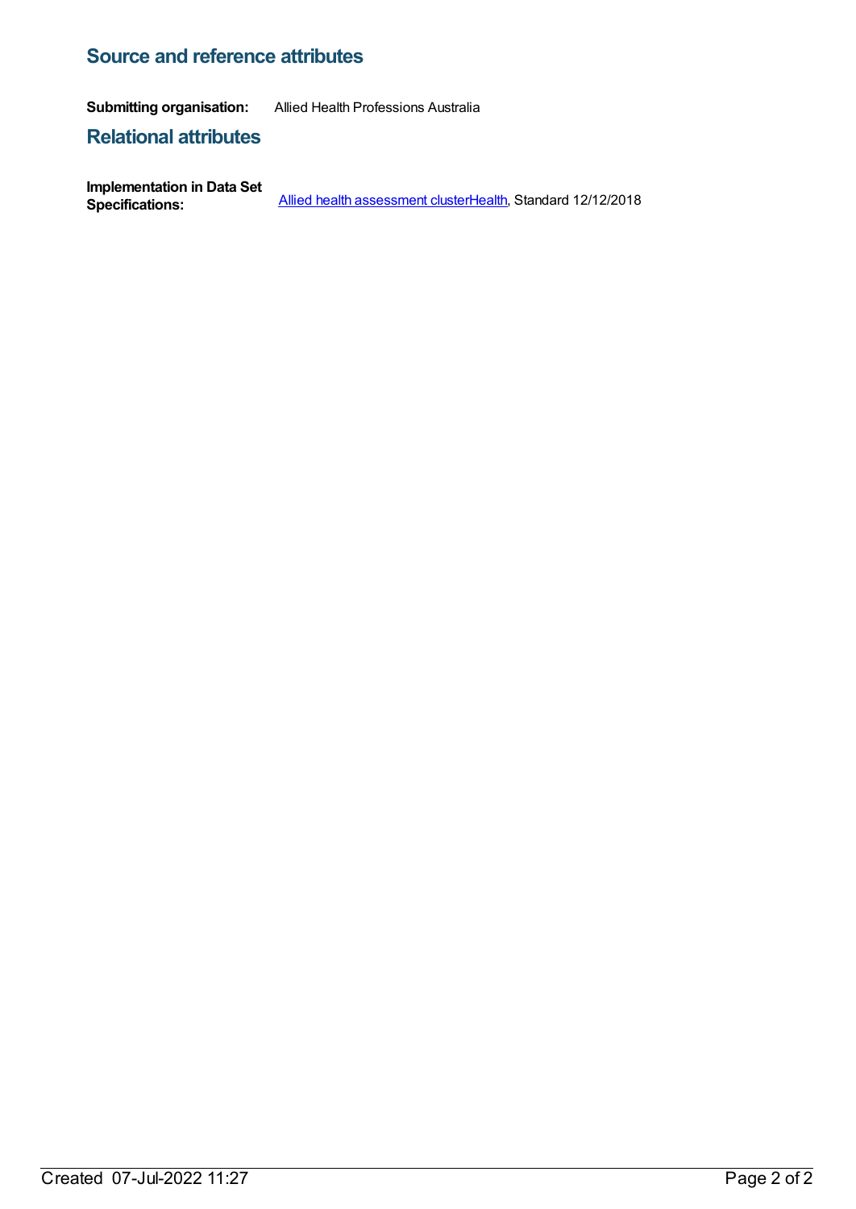## Source and reference attributes

**Submitting organisation:** Allied Health Professions Australia

## Relational attributes

**Implementation in Data Set Specifications:** Allied health assessment clusterHealth, Standard 12/12/2018